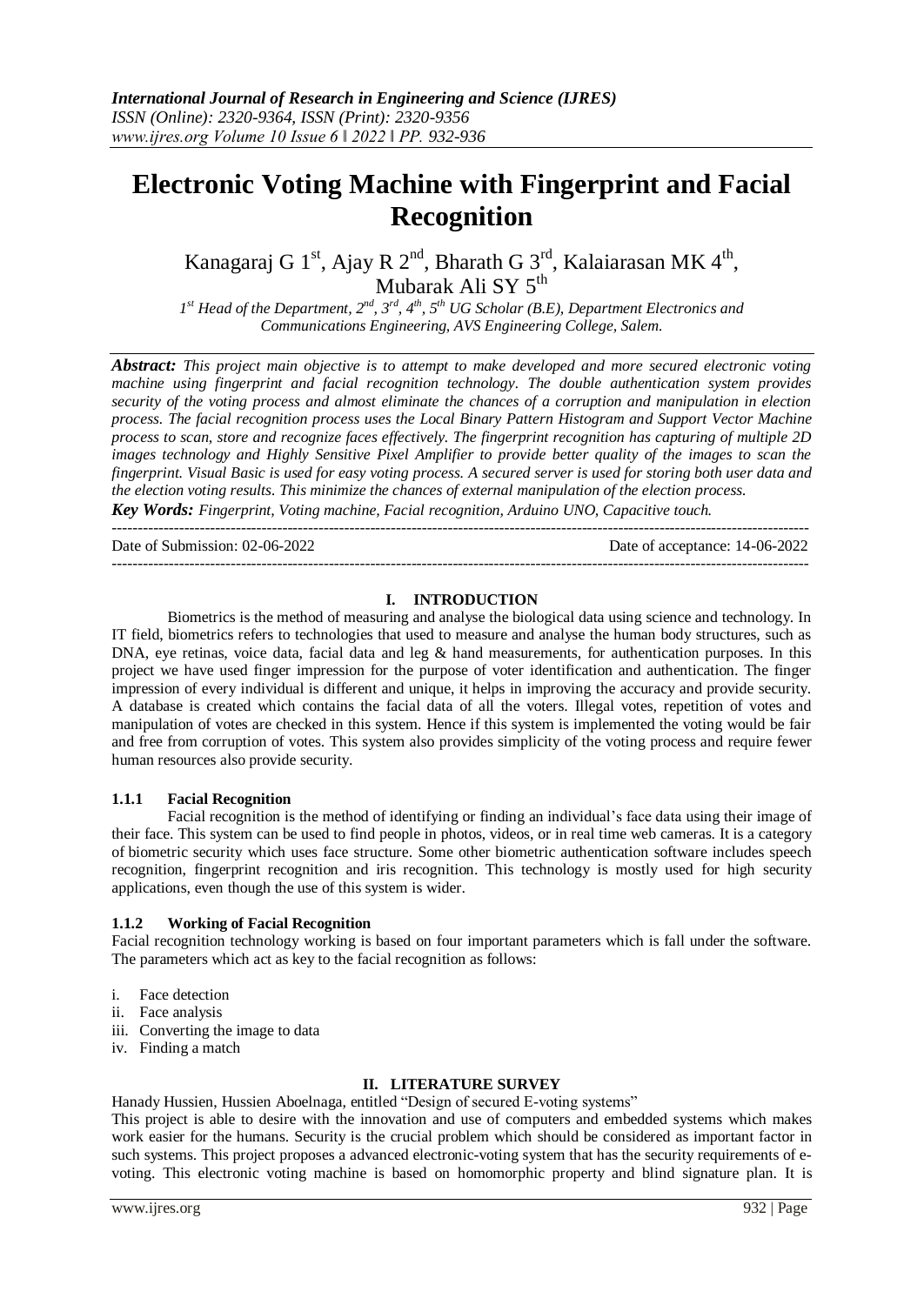# Electronic Voting Machine with Fingerprint and Facial Recognition

Kanagaraj G 1[st], Ajay R 2[nd], Bharath G 3[rd], Kalaiarasan MK 4[th], Mubarak Ali SY 5[th]

*1[st] Head of the Department, 2[nd], 3[rd], 4[th], 5[th] UG Scholar (B.E), Department Electronics and Communications Engineering, AVS Engineering College, Salem.*

***Abstract:*** *This project main objective is to attempt to make developed and more secured electronic voting machine using fingerprint and facial recognition technology. The double authentication system provides security of the voting process and almost eliminate the chances of a corruption and manipulation in election process. The facial recognition process uses the Local Binary Pattern Histogram and Support Vector Machine process to scan, store and recognize faces effectively. The fingerprint recognition has capturing of multiple 2D images technology and Highly Sensitive Pixel Amplifier to provide better quality of the images to scan the fingerprint. Visual Basic is used for easy voting process. A secured server is used for storing both user data and the election voting results. This minimize the chances of external manipulation of the election process.*

***Key Words:*** *Fingerprint, Voting machine, Facial recognition, Arduino UNO, Capacitive touch.*

---

Date of Submission: 02-06-2022 Date of acceptance: 14-06-2022

---

## I. INTRODUCTION

Biometrics is the method of measuring and analyse the biological data using science and technology. In IT field, biometrics refers to technologies that used to measure and analyse the human body structures, such as DNA, eye retinas, voice data, facial data and leg & hand measurements, for authentication purposes. In this project we have used finger impression for the purpose of voter identification and authentication. The finger impression of every individual is different and unique, it helps in improving the accuracy and provide security. A database is created which contains the facial data of all the voters. Illegal votes, repetition of votes and manipulation of votes are checked in this system. Hence if this system is implemented the voting would be fair and free from corruption of votes. This system also provides simplicity of the voting process and require fewer human resources also provide security.

### 1.1.1 Facial Recognition

Facial recognition is the method of identifying or finding an individual's face data using their image of their face. This system can be used to find people in photos, videos, or in real time web cameras. It is a category of biometric security which uses face structure. Some other biometric authentication software includes speech recognition, fingerprint recognition and iris recognition. This technology is mostly used for high security applications, even though the use of this system is wider.

### 1.1.2 Working of Facial Recognition

Facial recognition technology working is based on four important parameters which is fall under the software. The parameters which act as key to the facial recognition as follows:

i. Face detection
ii. Face analysis
iii. Converting the image to data
iv. Finding a match

## II. LITERATURE SURVEY

Hanady Hussien, Hussien Aboelnaga, entitled "Design of secured E-voting systems"

This project is able to desire with the innovation and use of computers and embedded systems which makes work easier for the humans. Security is the crucial problem which should be considered as important factor in such systems. This project proposes a advanced electronic-voting system that has the security requirements of e-voting. This electronic voting machine is based on homomorphic property and blind signature plan. It is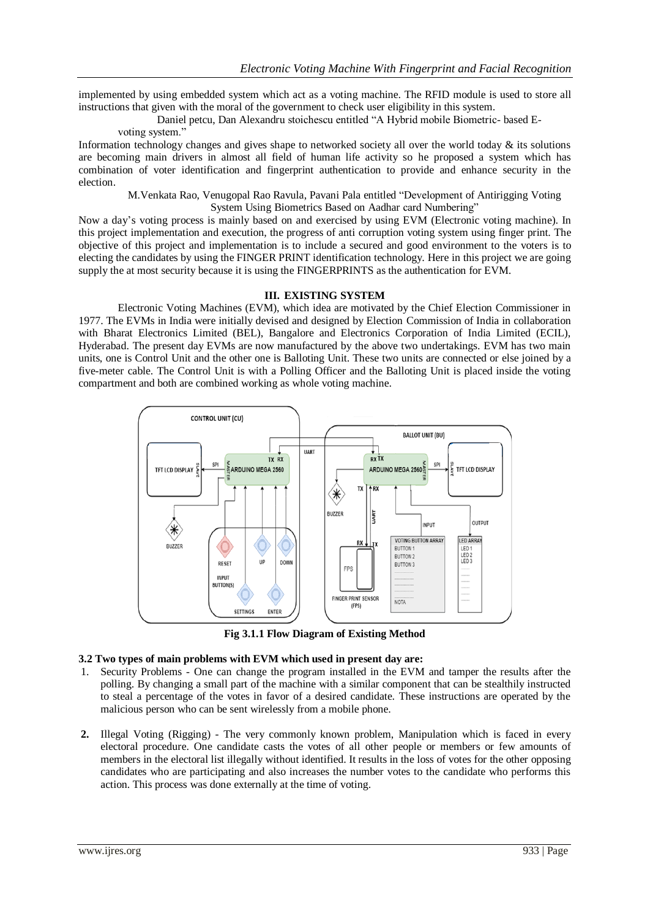implemented by using embedded system which act as a voting machine. The RFID module is used to store all instructions that given with the moral of the government to check user eligibility in this system.

Daniel petcu, Dan Alexandru stoichescu entitled "A Hybrid mobile Biometric- based E-voting system."

Information technology changes and gives shape to networked society all over the world today & its solutions are becoming main drivers in almost all field of human life activity so he proposed a system which has combination of voter identification and fingerprint authentication to provide and enhance security in the election.

M.Venkata Rao, Venugopal Rao Ravula, Pavani Pala entitled "Development of Antirigging Voting System Using Biometrics Based on Aadhar card Numbering"

Now a day's voting process is mainly based on and exercised by using EVM (Electronic voting machine). In this project implementation and execution, the progress of anti corruption voting system using finger print. The objective of this project and implementation is to include a secured and good environment to the voters is to electing the candidates by using the FINGER PRINT identification technology. Here in this project we are going supply the at most security because it is using the FINGERPRINTS as the authentication for EVM.

## III. EXISTING SYSTEM

Electronic Voting Machines (EVM), which idea are motivated by the Chief Election Commissioner in 1977. The EVMs in India were initially devised and designed by Election Commission of India in collaboration with Bharat Electronics Limited (BEL), Bangalore and Electronics Corporation of India Limited (ECIL), Hyderabad. The present day EVMs are now manufactured by the above two undertakings. EVM has two main units, one is Control Unit and the other one is Balloting Unit. These two units are connected or else joined by a five-meter cable. The Control Unit is with a Polling Officer and the Balloting Unit is placed inside the voting compartment and both are combined working as whole voting machine.

**Fig 3.1.1 Flow Diagram of Existing Method**

### 3.2 Two types of main problems with EVM which used in present day are:

1. Security Problems - One can change the program installed in the EVM and tamper the results after the polling. By changing a small part of the machine with a similar component that can be stealthily instructed to steal a percentage of the votes in favor of a desired candidate. These instructions are operated by the malicious person who can be sent wirelessly from a mobile phone.

2. Illegal Voting (Rigging) - The very commonly known problem, Manipulation which is faced in every electoral procedure. One candidate casts the votes of all other people or members or few amounts of members in the electoral list illegally without identified. It results in the loss of votes for the other opposing candidates who are participating and also increases the number votes to the candidate who performs this action. This process was done externally at the time of voting.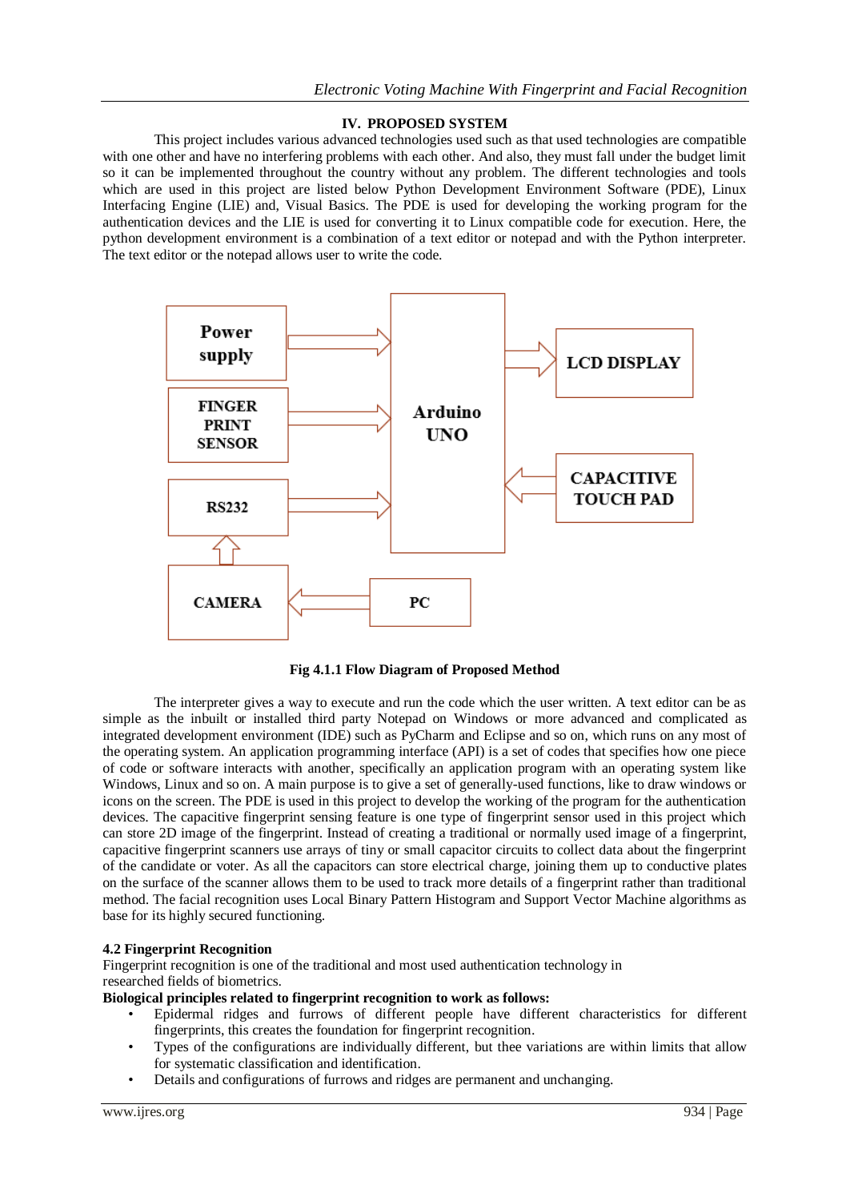## IV. PROPOSED SYSTEM

This project includes various advanced technologies used such as that used technologies are compatible with one other and have no interfering problems with each other. And also, they must fall under the budget limit so it can be implemented throughout the country without any problem. The different technologies and tools which are used in this project are listed below Python Development Environment Software (PDE), Linux Interfacing Engine (LIE) and, Visual Basics. The PDE is used for developing the working program for the authentication devices and the LIE is used for converting it to Linux compatible code for execution. Here, the python development environment is a combination of a text editor or notepad and with the Python interpreter. The text editor or the notepad allows user to write the code.

**Fig 4.1.1 Flow Diagram of Proposed Method**

The interpreter gives a way to execute and run the code which the user written. A text editor can be as simple as the inbuilt or installed third party Notepad on Windows or more advanced and complicated as integrated development environment (IDE) such as PyCharm and Eclipse and so on, which runs on any most of the operating system. An application programming interface (API) is a set of codes that specifies how one piece of code or software interacts with another, specifically an application program with an operating system like Windows, Linux and so on. A main purpose is to give a set of generally-used functions, like to draw windows or icons on the screen. The PDE is used in this project to develop the working of the program for the authentication devices. The capacitive fingerprint sensing feature is one type of fingerprint sensor used in this project which can store 2D image of the fingerprint. Instead of creating a traditional or normally used image of a fingerprint, capacitive fingerprint scanners use arrays of tiny or small capacitor circuits to collect data about the fingerprint of the candidate or voter. As all the capacitors can store electrical charge, joining them up to conductive plates on the surface of the scanner allows them to be used to track more details of a fingerprint rather than traditional method. The facial recognition uses Local Binary Pattern Histogram and Support Vector Machine algorithms as base for its highly secured functioning.

### 4.2 Fingerprint Recognition

Fingerprint recognition is one of the traditional and most used authentication technology in researched fields of biometrics.

**Biological principles related to fingerprint recognition to work as follows:**

- Epidermal ridges and furrows of different people have different characteristics for different fingerprints, this creates the foundation for fingerprint recognition.
- Types of the configurations are individually different, but thee variations are within limits that allow for systematic classification and identification.
- Details and configurations of furrows and ridges are permanent and unchanging.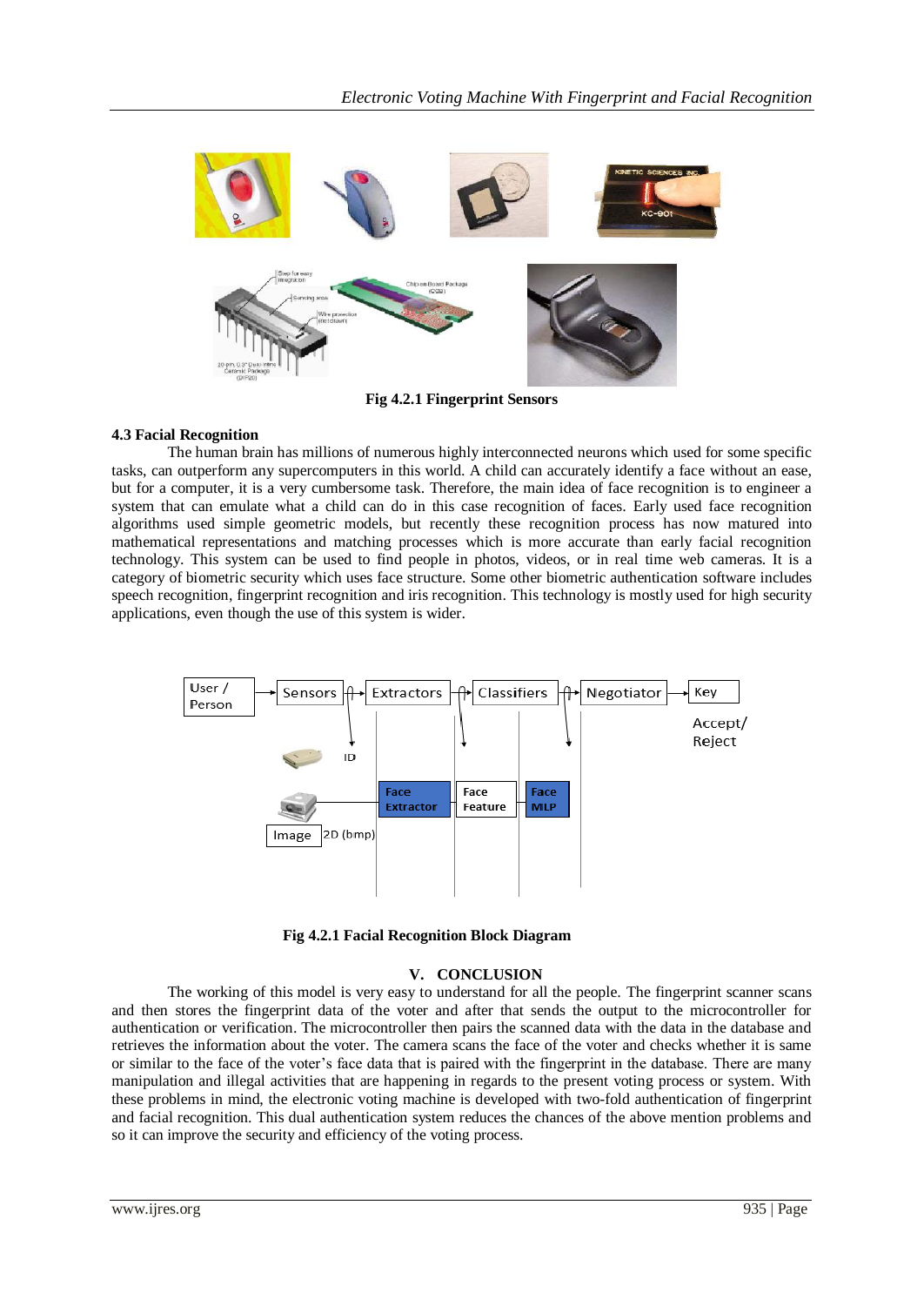Fig 4.2.1 Fingerprint Sensors

### 4.3 Facial Recognition

The human brain has millions of numerous highly interconnected neurons which used for some specific tasks, can outperform any supercomputers in this world. A child can accurately identify a face without an ease, but for a computer, it is a very cumbersome task. Therefore, the main idea of face recognition is to engineer a system that can emulate what a child can do in this case recognition of faces. Early used face recognition algorithms used simple geometric models, but recently these recognition process has now matured into mathematical representations and matching processes which is more accurate than early facial recognition technology. This system can be used to find people in photos, videos, or in real time web cameras. It is a category of biometric security which uses face structure. Some other biometric authentication software includes speech recognition, fingerprint recognition and iris recognition. This technology is mostly used for high security applications, even though the use of this system is wider.

Fig 4.2.1 Facial Recognition Block Diagram

## V. CONCLUSION

The working of this model is very easy to understand for all the people. The fingerprint scanner scans and then stores the fingerprint data of the voter and after that sends the output to the microcontroller for authentication or verification. The microcontroller then pairs the scanned data with the data in the database and retrieves the information about the voter. The camera scans the face of the voter and checks whether it is same or similar to the face of the voter's face data that is paired with the fingerprint in the database. There are many manipulation and illegal activities that are happening in regards to the present voting process or system. With these problems in mind, the electronic voting machine is developed with two-fold authentication of fingerprint and facial recognition. This dual authentication system reduces the chances of the above mention problems and so it can improve the security and efficiency of the voting process.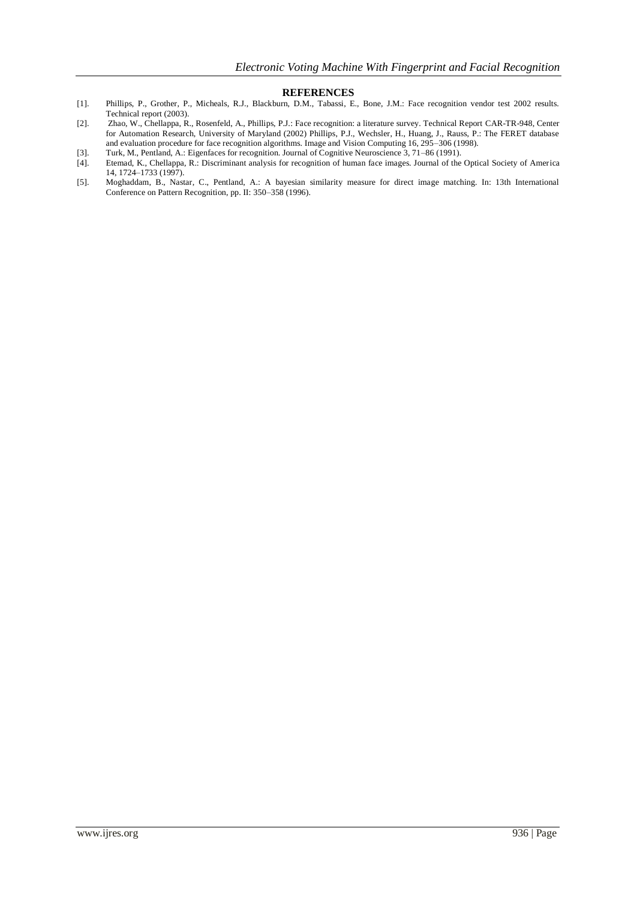## REFERENCES

[1]. Phillips, P., Grother, P., Micheals, R.J., Blackburn, D.M., Tabassi, E., Bone, J.M.: Face recognition vendor test 2002 results. Technical report (2003).

[2]. Zhao, W., Chellappa, R., Rosenfeld, A., Phillips, P.J.: Face recognition: a literature survey. Technical Report CAR-TR-948, Center for Automation Research, University of Maryland (2002) Phillips, P.J., Wechsler, H., Huang, J., Rauss, P.: The FERET database and evaluation procedure for face recognition algorithms. Image and Vision Computing 16, 295–306 (1998).

[3]. Turk, M., Pentland, A.: Eigenfaces for recognition. Journal of Cognitive Neuroscience 3, 71–86 (1991).

[4]. Etemad, K., Chellappa, R.: Discriminant analysis for recognition of human face images. Journal of the Optical Society of America 14, 1724–1733 (1997).

[5]. Moghaddam, B., Nastar, C., Pentland, A.: A bayesian similarity measure for direct image matching. In: 13th International Conference on Pattern Recognition, pp. II: 350–358 (1996).